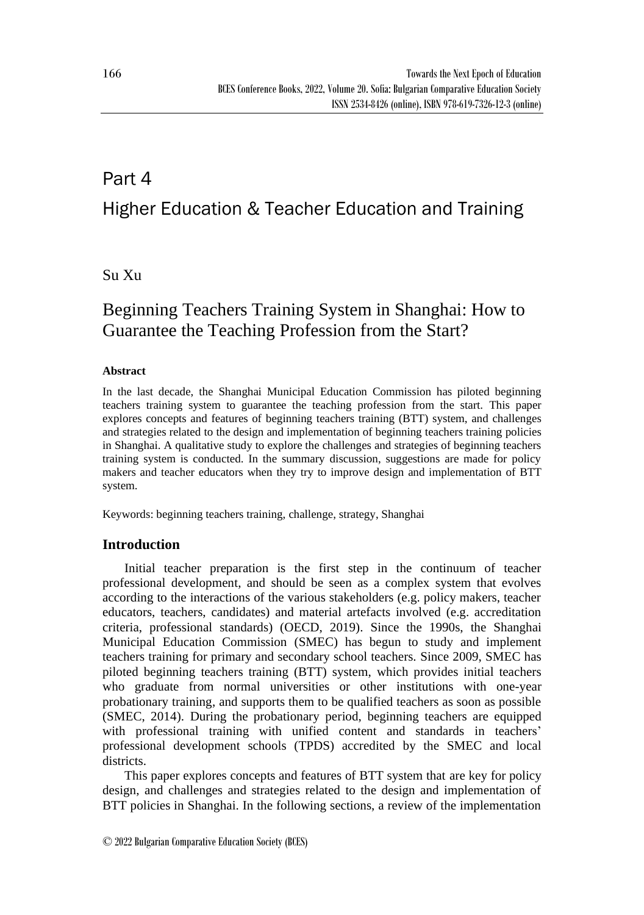# Part 4
# Higher Education & Teacher Education and Training

Su Xu

## Beginning Teachers Training System in Shanghai: How to Guarantee the Teaching Profession from the Start?

### Abstract

In the last decade, the Shanghai Municipal Education Commission has piloted beginning teachers training system to guarantee the teaching profession from the start. This paper explores concepts and features of beginning teachers training (BTT) system, and challenges and strategies related to the design and implementation of beginning teachers training policies in Shanghai. A qualitative study to explore the challenges and strategies of beginning teachers training system is conducted. In the summary discussion, suggestions are made for policy makers and teacher educators when they try to improve design and implementation of BTT system.

Keywords: beginning teachers training, challenge, strategy, Shanghai

### Introduction

Initial teacher preparation is the first step in the continuum of teacher professional development, and should be seen as a complex system that evolves according to the interactions of the various stakeholders (e.g. policy makers, teacher educators, teachers, candidates) and material artefacts involved (e.g. accreditation criteria, professional standards) (OECD, 2019). Since the 1990s, the Shanghai Municipal Education Commission (SMEC) has begun to study and implement teachers training for primary and secondary school teachers. Since 2009, SMEC has piloted beginning teachers training (BTT) system, which provides initial teachers who graduate from normal universities or other institutions with one-year probationary training, and supports them to be qualified teachers as soon as possible (SMEC, 2014). During the probationary period, beginning teachers are equipped with professional training with unified content and standards in teachers' professional development schools (TPDS) accredited by the SMEC and local districts.

This paper explores concepts and features of BTT system that are key for policy design, and challenges and strategies related to the design and implementation of BTT policies in Shanghai. In the following sections, a review of the implementation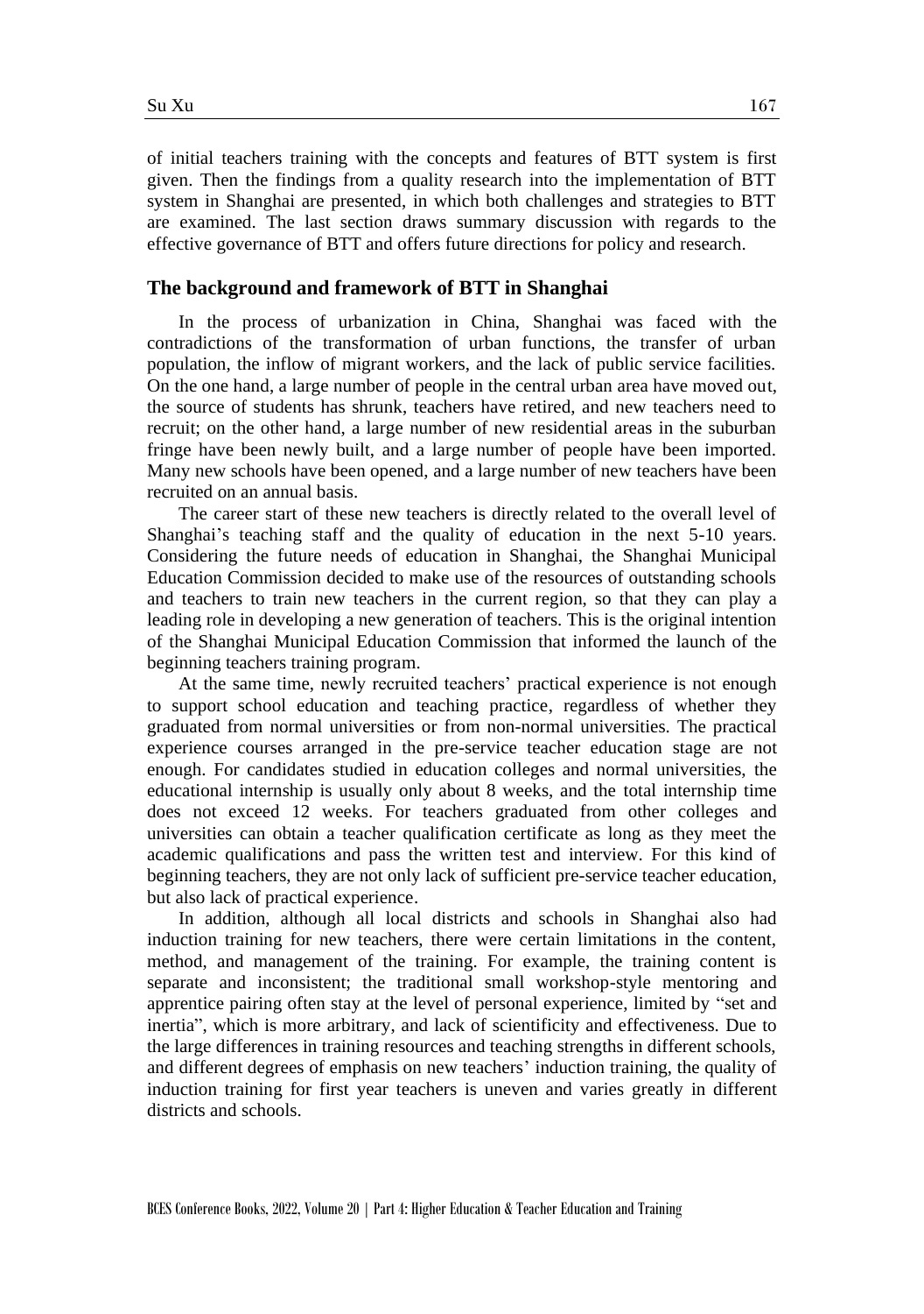of initial teachers training with the concepts and features of BTT system is first given. Then the findings from a quality research into the implementation of BTT system in Shanghai are presented, in which both challenges and strategies to BTT are examined. The last section draws summary discussion with regards to the effective governance of BTT and offers future directions for policy and research.

## The background and framework of BTT in Shanghai

In the process of urbanization in China, Shanghai was faced with the contradictions of the transformation of urban functions, the transfer of urban population, the inflow of migrant workers, and the lack of public service facilities. On the one hand, a large number of people in the central urban area have moved out, the source of students has shrunk, teachers have retired, and new teachers need to recruit; on the other hand, a large number of new residential areas in the suburban fringe have been newly built, and a large number of people have been imported. Many new schools have been opened, and a large number of new teachers have been recruited on an annual basis.

The career start of these new teachers is directly related to the overall level of Shanghai's teaching staff and the quality of education in the next 5-10 years. Considering the future needs of education in Shanghai, the Shanghai Municipal Education Commission decided to make use of the resources of outstanding schools and teachers to train new teachers in the current region, so that they can play a leading role in developing a new generation of teachers. This is the original intention of the Shanghai Municipal Education Commission that informed the launch of the beginning teachers training program.

At the same time, newly recruited teachers' practical experience is not enough to support school education and teaching practice, regardless of whether they graduated from normal universities or from non-normal universities. The practical experience courses arranged in the pre-service teacher education stage are not enough. For candidates studied in education colleges and normal universities, the educational internship is usually only about 8 weeks, and the total internship time does not exceed 12 weeks. For teachers graduated from other colleges and universities can obtain a teacher qualification certificate as long as they meet the academic qualifications and pass the written test and interview. For this kind of beginning teachers, they are not only lack of sufficient pre-service teacher education, but also lack of practical experience.

In addition, although all local districts and schools in Shanghai also had induction training for new teachers, there were certain limitations in the content, method, and management of the training. For example, the training content is separate and inconsistent; the traditional small workshop-style mentoring and apprentice pairing often stay at the level of personal experience, limited by "set and inertia", which is more arbitrary, and lack of scientificity and effectiveness. Due to the large differences in training resources and teaching strengths in different schools, and different degrees of emphasis on new teachers' induction training, the quality of induction training for first year teachers is uneven and varies greatly in different districts and schools.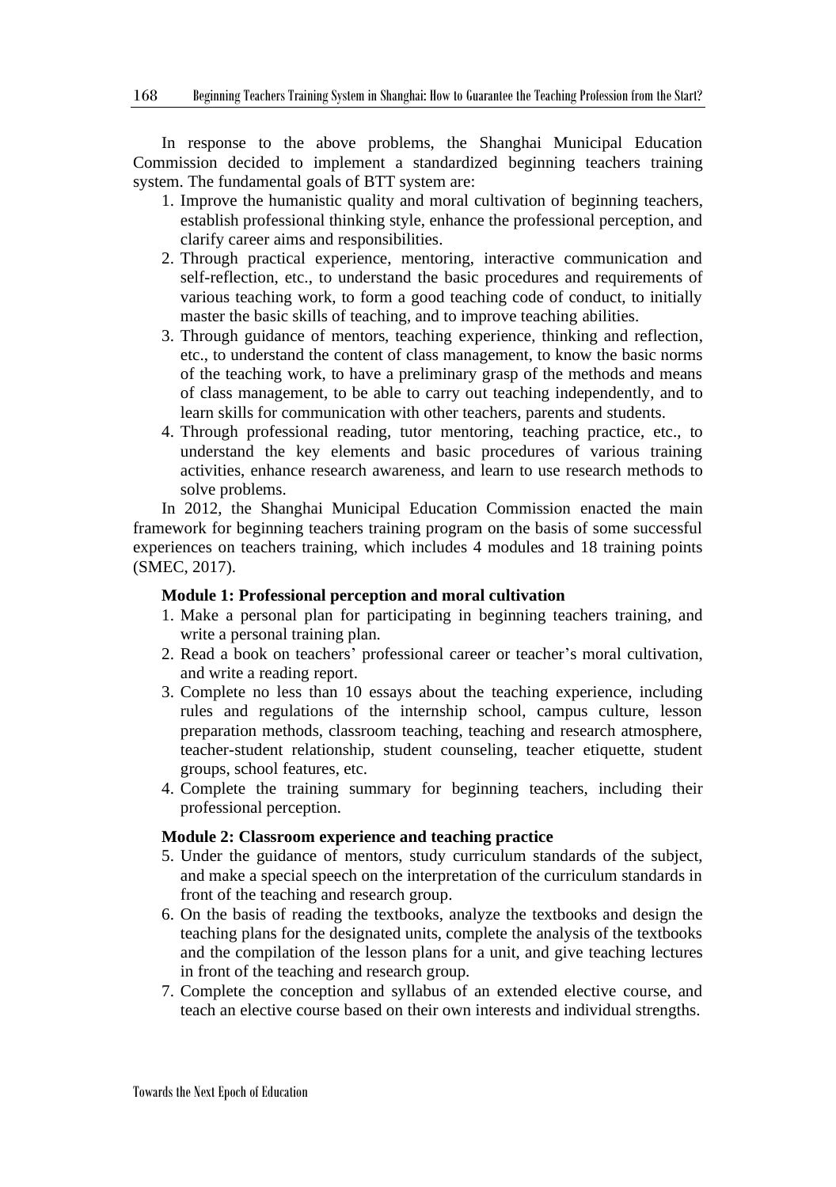In response to the above problems, the Shanghai Municipal Education Commission decided to implement a standardized beginning teachers training system. The fundamental goals of BTT system are:

1. Improve the humanistic quality and moral cultivation of beginning teachers, establish professional thinking style, enhance the professional perception, and clarify career aims and responsibilities.
2. Through practical experience, mentoring, interactive communication and self-reflection, etc., to understand the basic procedures and requirements of various teaching work, to form a good teaching code of conduct, to initially master the basic skills of teaching, and to improve teaching abilities.
3. Through guidance of mentors, teaching experience, thinking and reflection, etc., to understand the content of class management, to know the basic norms of the teaching work, to have a preliminary grasp of the methods and means of class management, to be able to carry out teaching independently, and to learn skills for communication with other teachers, parents and students.
4. Through professional reading, tutor mentoring, teaching practice, etc., to understand the key elements and basic procedures of various training activities, enhance research awareness, and learn to use research methods to solve problems.

In 2012, the Shanghai Municipal Education Commission enacted the main framework for beginning teachers training program on the basis of some successful experiences on teachers training, which includes 4 modules and 18 training points (SMEC, 2017).

**Module 1: Professional perception and moral cultivation**

1. Make a personal plan for participating in beginning teachers training, and write a personal training plan.
2. Read a book on teachers' professional career or teacher's moral cultivation, and write a reading report.
3. Complete no less than 10 essays about the teaching experience, including rules and regulations of the internship school, campus culture, lesson preparation methods, classroom teaching, teaching and research atmosphere, teacher-student relationship, student counseling, teacher etiquette, student groups, school features, etc.
4. Complete the training summary for beginning teachers, including their professional perception.

**Module 2: Classroom experience and teaching practice**

5. Under the guidance of mentors, study curriculum standards of the subject, and make a special speech on the interpretation of the curriculum standards in front of the teaching and research group.
6. On the basis of reading the textbooks, analyze the textbooks and design the teaching plans for the designated units, complete the analysis of the textbooks and the compilation of the lesson plans for a unit, and give teaching lectures in front of the teaching and research group.
7. Complete the conception and syllabus of an extended elective course, and teach an elective course based on their own interests and individual strengths.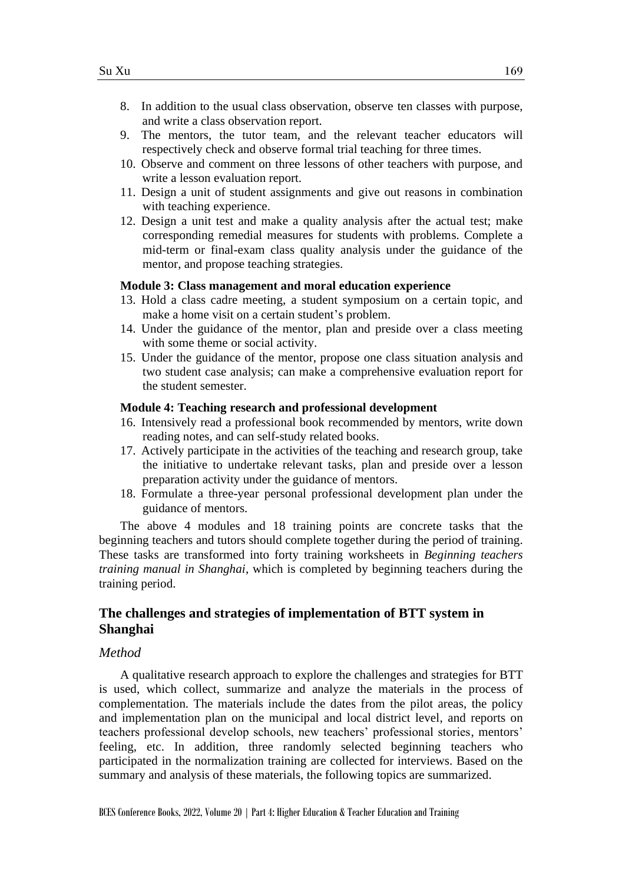8. In addition to the usual class observation, observe ten classes with purpose, and write a class observation report.
9. The mentors, the tutor team, and the relevant teacher educators will respectively check and observe formal trial teaching for three times.
10. Observe and comment on three lessons of other teachers with purpose, and write a lesson evaluation report.
11. Design a unit of student assignments and give out reasons in combination with teaching experience.
12. Design a unit test and make a quality analysis after the actual test; make corresponding remedial measures for students with problems. Complete a mid-term or final-exam class quality analysis under the guidance of the mentor, and propose teaching strategies.

**Module 3: Class management and moral education experience**

13. Hold a class cadre meeting, a student symposium on a certain topic, and make a home visit on a certain student's problem.
14. Under the guidance of the mentor, plan and preside over a class meeting with some theme or social activity.
15. Under the guidance of the mentor, propose one class situation analysis and two student case analysis; can make a comprehensive evaluation report for the student semester.

**Module 4: Teaching research and professional development**

16. Intensively read a professional book recommended by mentors, write down reading notes, and can self-study related books.
17. Actively participate in the activities of the teaching and research group, take the initiative to undertake relevant tasks, plan and preside over a lesson preparation activity under the guidance of mentors.
18. Formulate a three-year personal professional development plan under the guidance of mentors.

The above 4 modules and 18 training points are concrete tasks that the beginning teachers and tutors should complete together during the period of training. These tasks are transformed into forty training worksheets in *Beginning teachers training manual in Shanghai*, which is completed by beginning teachers during the training period.

## The challenges and strategies of implementation of BTT system in Shanghai

### *Method*

A qualitative research approach to explore the challenges and strategies for BTT is used, which collect, summarize and analyze the materials in the process of complementation. The materials include the dates from the pilot areas, the policy and implementation plan on the municipal and local district level, and reports on teachers professional develop schools, new teachers' professional stories, mentors' feeling, etc. In addition, three randomly selected beginning teachers who participated in the normalization training are collected for interviews. Based on the summary and analysis of these materials, the following topics are summarized.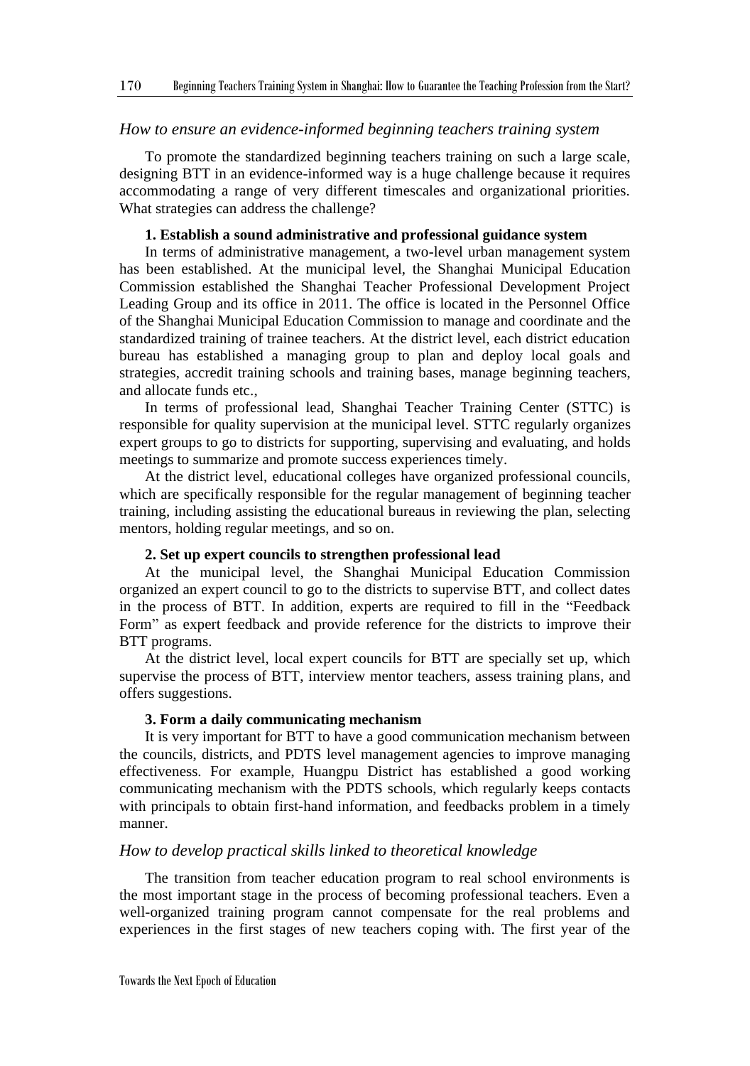### *How to ensure an evidence-informed beginning teachers training system*

To promote the standardized beginning teachers training on such a large scale, designing BTT in an evidence-informed way is a huge challenge because it requires accommodating a range of very different timescales and organizational priorities. What strategies can address the challenge?

**1. Establish a sound administrative and professional guidance system**

In terms of administrative management, a two-level urban management system has been established. At the municipal level, the Shanghai Municipal Education Commission established the Shanghai Teacher Professional Development Project Leading Group and its office in 2011. The office is located in the Personnel Office of the Shanghai Municipal Education Commission to manage and coordinate and the standardized training of trainee teachers. At the district level, each district education bureau has established a managing group to plan and deploy local goals and strategies, accredit training schools and training bases, manage beginning teachers, and allocate funds etc.,

In terms of professional lead, Shanghai Teacher Training Center (STTC) is responsible for quality supervision at the municipal level. STTC regularly organizes expert groups to go to districts for supporting, supervising and evaluating, and holds meetings to summarize and promote success experiences timely.

At the district level, educational colleges have organized professional councils, which are specifically responsible for the regular management of beginning teacher training, including assisting the educational bureaus in reviewing the plan, selecting mentors, holding regular meetings, and so on.

**2. Set up expert councils to strengthen professional lead**

At the municipal level, the Shanghai Municipal Education Commission organized an expert council to go to the districts to supervise BTT, and collect dates in the process of BTT. In addition, experts are required to fill in the "Feedback Form" as expert feedback and provide reference for the districts to improve their BTT programs.

At the district level, local expert councils for BTT are specially set up, which supervise the process of BTT, interview mentor teachers, assess training plans, and offers suggestions.

**3. Form a daily communicating mechanism**

It is very important for BTT to have a good communication mechanism between the councils, districts, and PDTS level management agencies to improve managing effectiveness. For example, Huangpu District has established a good working communicating mechanism with the PDTS schools, which regularly keeps contacts with principals to obtain first-hand information, and feedbacks problem in a timely manner.

### *How to develop practical skills linked to theoretical knowledge*

The transition from teacher education program to real school environments is the most important stage in the process of becoming professional teachers. Even a well-organized training program cannot compensate for the real problems and experiences in the first stages of new teachers coping with. The first year of the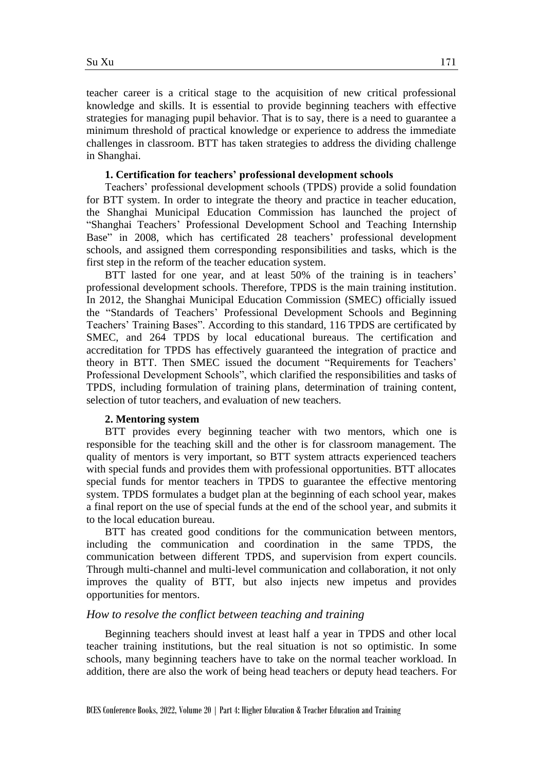teacher career is a critical stage to the acquisition of new critical professional knowledge and skills. It is essential to provide beginning teachers with effective strategies for managing pupil behavior. That is to say, there is a need to guarantee a minimum threshold of practical knowledge or experience to address the immediate challenges in classroom. BTT has taken strategies to address the dividing challenge in Shanghai.

**1. Certification for teachers' professional development schools**

Teachers' professional development schools (TPDS) provide a solid foundation for BTT system. In order to integrate the theory and practice in teacher education, the Shanghai Municipal Education Commission has launched the project of "Shanghai Teachers' Professional Development School and Teaching Internship Base" in 2008, which has certificated 28 teachers' professional development schools, and assigned them corresponding responsibilities and tasks, which is the first step in the reform of the teacher education system.

BTT lasted for one year, and at least 50% of the training is in teachers' professional development schools. Therefore, TPDS is the main training institution. In 2012, the Shanghai Municipal Education Commission (SMEC) officially issued the "Standards of Teachers' Professional Development Schools and Beginning Teachers' Training Bases". According to this standard, 116 TPDS are certificated by SMEC, and 264 TPDS by local educational bureaus. The certification and accreditation for TPDS has effectively guaranteed the integration of practice and theory in BTT. Then SMEC issued the document "Requirements for Teachers' Professional Development Schools", which clarified the responsibilities and tasks of TPDS, including formulation of training plans, determination of training content, selection of tutor teachers, and evaluation of new teachers.

**2. Mentoring system**

BTT provides every beginning teacher with two mentors, which one is responsible for the teaching skill and the other is for classroom management. The quality of mentors is very important, so BTT system attracts experienced teachers with special funds and provides them with professional opportunities. BTT allocates special funds for mentor teachers in TPDS to guarantee the effective mentoring system. TPDS formulates a budget plan at the beginning of each school year, makes a final report on the use of special funds at the end of the school year, and submits it to the local education bureau.

BTT has created good conditions for the communication between mentors, including the communication and coordination in the same TPDS, the communication between different TPDS, and supervision from expert councils. Through multi-channel and multi-level communication and collaboration, it not only improves the quality of BTT, but also injects new impetus and provides opportunities for mentors.

### *How to resolve the conflict between teaching and training*

Beginning teachers should invest at least half a year in TPDS and other local teacher training institutions, but the real situation is not so optimistic. In some schools, many beginning teachers have to take on the normal teacher workload. In addition, there are also the work of being head teachers or deputy head teachers. For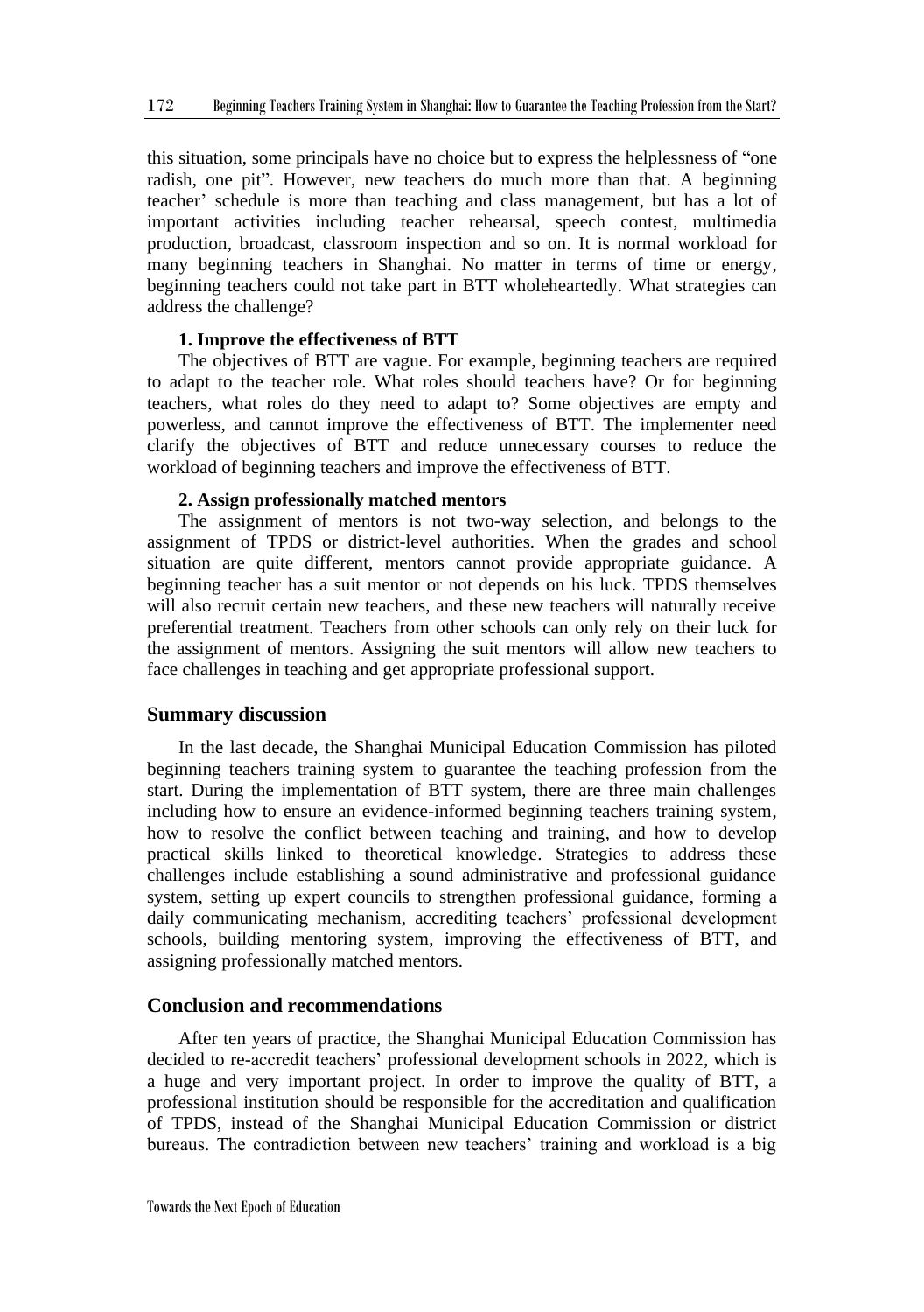this situation, some principals have no choice but to express the helplessness of "one radish, one pit". However, new teachers do much more than that. A beginning teacher' schedule is more than teaching and class management, but has a lot of important activities including teacher rehearsal, speech contest, multimedia production, broadcast, classroom inspection and so on. It is normal workload for many beginning teachers in Shanghai. No matter in terms of time or energy, beginning teachers could not take part in BTT wholeheartedly. What strategies can address the challenge?

**1. Improve the effectiveness of BTT**

The objectives of BTT are vague. For example, beginning teachers are required to adapt to the teacher role. What roles should teachers have? Or for beginning teachers, what roles do they need to adapt to? Some objectives are empty and powerless, and cannot improve the effectiveness of BTT. The implementer need clarify the objectives of BTT and reduce unnecessary courses to reduce the workload of beginning teachers and improve the effectiveness of BTT.

**2. Assign professionally matched mentors**

The assignment of mentors is not two-way selection, and belongs to the assignment of TPDS or district-level authorities. When the grades and school situation are quite different, mentors cannot provide appropriate guidance. A beginning teacher has a suit mentor or not depends on his luck. TPDS themselves will also recruit certain new teachers, and these new teachers will naturally receive preferential treatment. Teachers from other schools can only rely on their luck for the assignment of mentors. Assigning the suit mentors will allow new teachers to face challenges in teaching and get appropriate professional support.

## Summary discussion

In the last decade, the Shanghai Municipal Education Commission has piloted beginning teachers training system to guarantee the teaching profession from the start. During the implementation of BTT system, there are three main challenges including how to ensure an evidence-informed beginning teachers training system, how to resolve the conflict between teaching and training, and how to develop practical skills linked to theoretical knowledge. Strategies to address these challenges include establishing a sound administrative and professional guidance system, setting up expert councils to strengthen professional guidance, forming a daily communicating mechanism, accrediting teachers' professional development schools, building mentoring system, improving the effectiveness of BTT, and assigning professionally matched mentors.

## Conclusion and recommendations

After ten years of practice, the Shanghai Municipal Education Commission has decided to re-accredit teachers' professional development schools in 2022, which is a huge and very important project. In order to improve the quality of BTT, a professional institution should be responsible for the accreditation and qualification of TPDS, instead of the Shanghai Municipal Education Commission or district bureaus. The contradiction between new teachers' training and workload is a big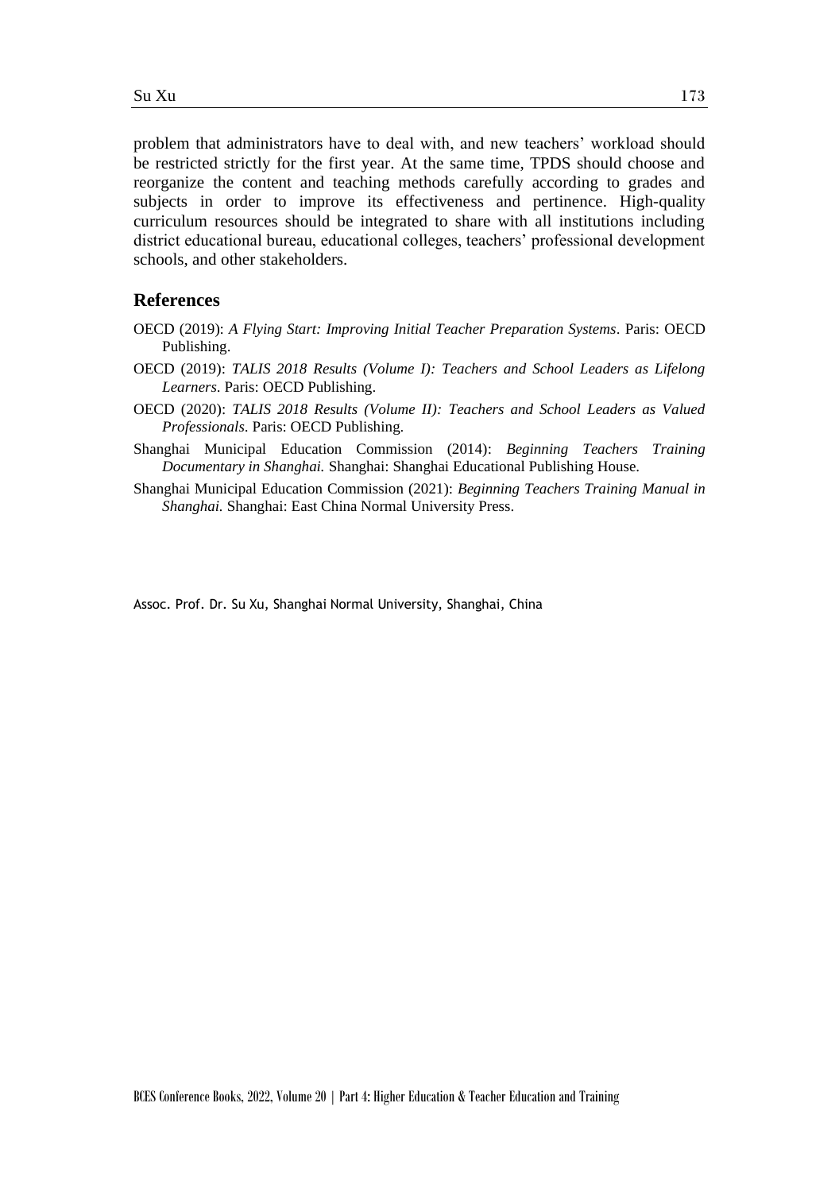problem that administrators have to deal with, and new teachers' workload should be restricted strictly for the first year. At the same time, TPDS should choose and reorganize the content and teaching methods carefully according to grades and subjects in order to improve its effectiveness and pertinence. High-quality curriculum resources should be integrated to share with all institutions including district educational bureau, educational colleges, teachers' professional development schools, and other stakeholders.

## References

OECD (2019): *A Flying Start: Improving Initial Teacher Preparation Systems*. Paris: OECD Publishing.

OECD (2019): *TALIS 2018 Results (Volume I): Teachers and School Leaders as Lifelong Learners*. Paris: OECD Publishing.

OECD (2020): *TALIS 2018 Results (Volume II): Teachers and School Leaders as Valued Professionals*. Paris: OECD Publishing.

Shanghai Municipal Education Commission (2014): *Beginning Teachers Training Documentary in Shanghai.* Shanghai: Shanghai Educational Publishing House.

Shanghai Municipal Education Commission (2021): *Beginning Teachers Training Manual in Shanghai.* Shanghai: East China Normal University Press.

Assoc. Prof. Dr. Su Xu, Shanghai Normal University, Shanghai, China